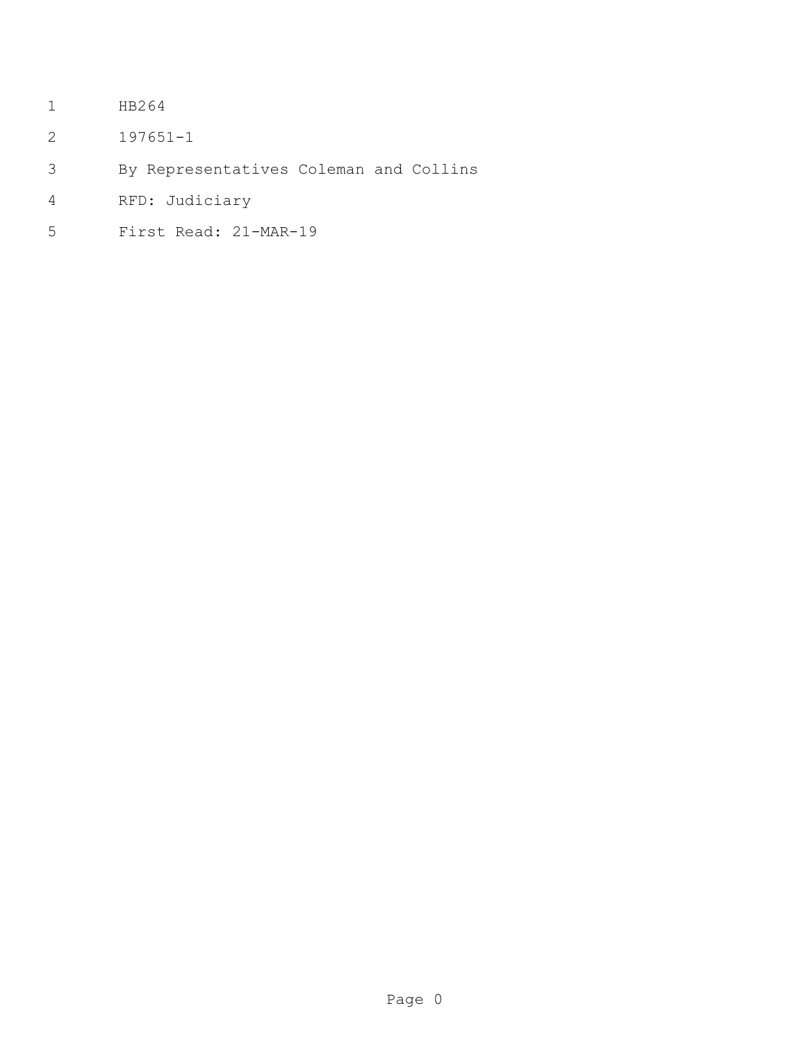HB264

197651-1

By Representatives Coleman and Collins

RFD: Judiciary

First Read: 21-MAR-19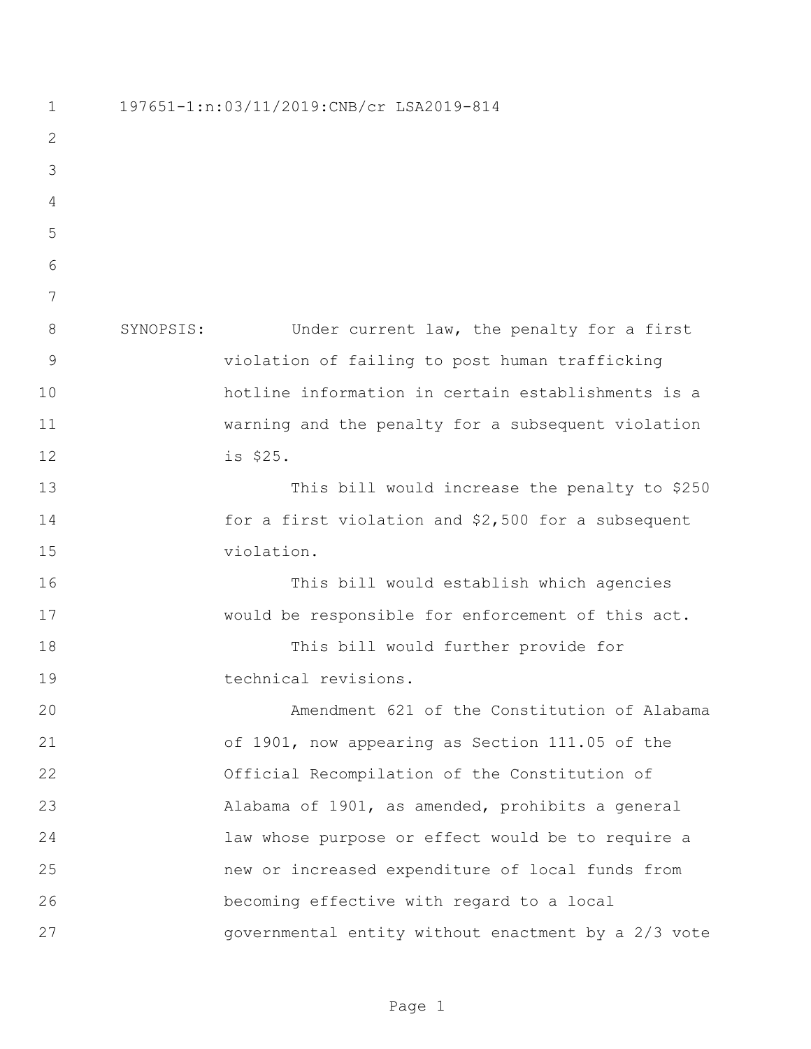197651-1:n:03/11/2019:CNB/cr LSA2019-814

SYNOPSIS: Under current law, the penalty for a first violation of failing to post human trafficking hotline information in certain establishments is a warning and the penalty for a subsequent violation is $25.

This bill would increase the penalty to $250 for a first violation and $2,500 for a subsequent violation.

This bill would establish which agencies would be responsible for enforcement of this act.

This bill would further provide for technical revisions.

Amendment 621 of the Constitution of Alabama of 1901, now appearing as Section 111.05 of the Official Recompilation of the Constitution of Alabama of 1901, as amended, prohibits a general law whose purpose or effect would be to require a new or increased expenditure of local funds from becoming effective with regard to a local governmental entity without enactment by a 2/3 vote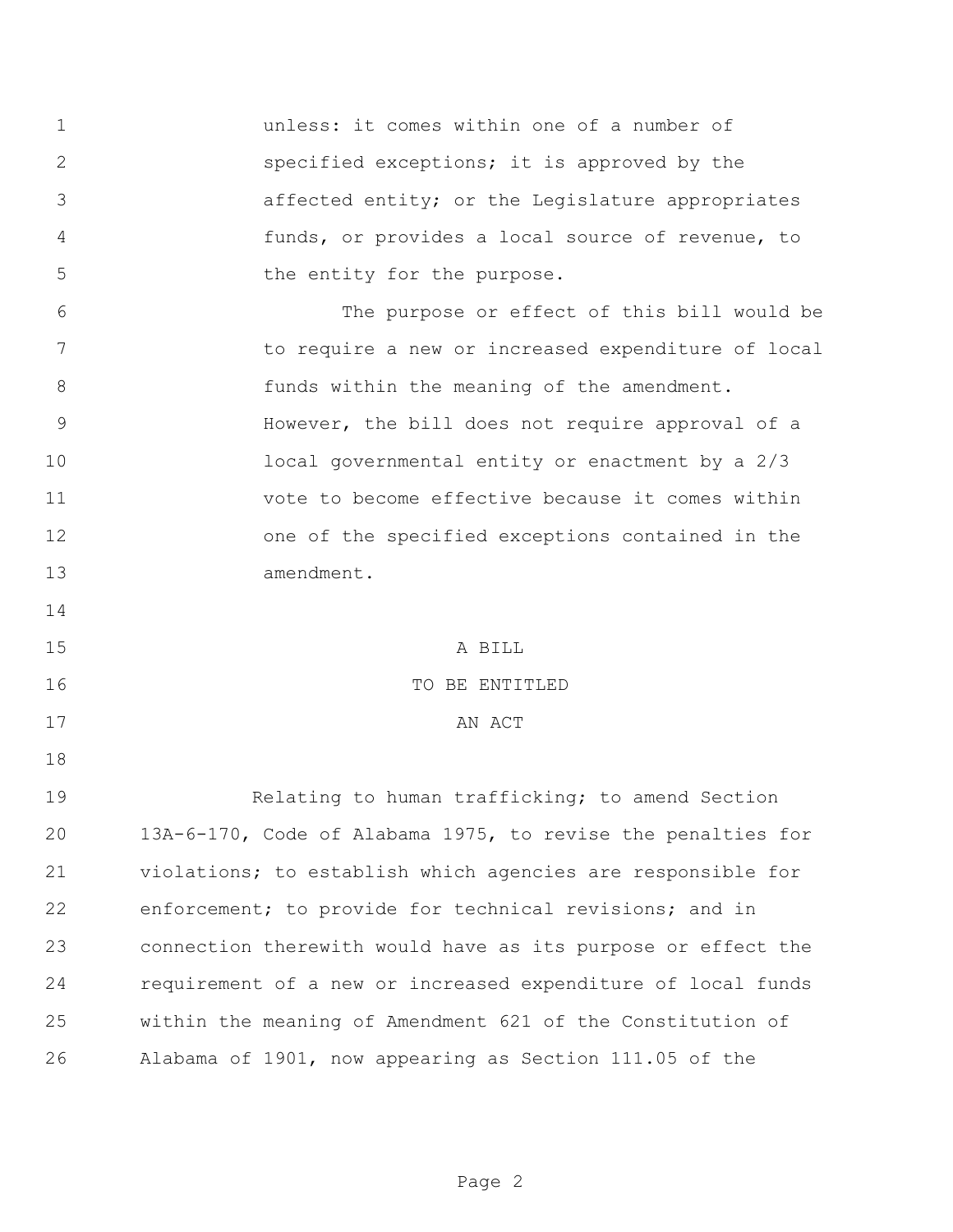unless: it comes within one of a number of specified exceptions; it is approved by the affected entity; or the Legislature appropriates funds, or provides a local source of revenue, to the entity for the purpose.

The purpose or effect of this bill would be to require a new or increased expenditure of local funds within the meaning of the amendment. However, the bill does not require approval of a local governmental entity or enactment by a 2/3 vote to become effective because it comes within one of the specified exceptions contained in the amendment.

A BILL

TO BE ENTITLED

AN ACT

Relating to human trafficking; to amend Section 13A-6-170, Code of Alabama 1975, to revise the penalties for violations; to establish which agencies are responsible for enforcement; to provide for technical revisions; and in connection therewith would have as its purpose or effect the requirement of a new or increased expenditure of local funds within the meaning of Amendment 621 of the Constitution of Alabama of 1901, now appearing as Section 111.05 of the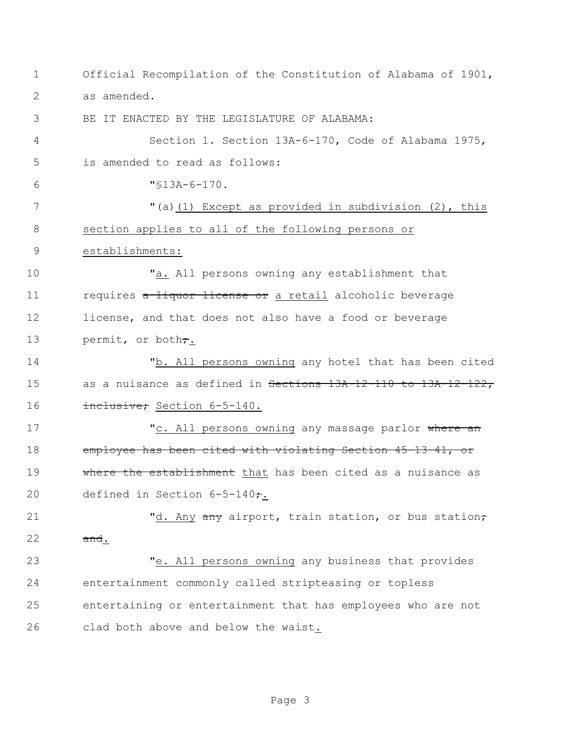Official Recompilation of the Constitution of Alabama of 1901, as amended.

BE IT ENACTED BY THE LEGISLATURE OF ALABAMA:

Section 1. Section 13A-6-170, Code of Alabama 1975, is amended to read as follows:

"§13A-6-170.

"(a)<u>(1) Except as provided in subdivision (2), this section applies to all of the following persons or establishments:</u>

"<u>a.</u> All persons owning any establishment that requires ~~a liquor license or~~ <u>a retail</u> alcoholic beverage license, and that does not also have a food or beverage permit, or both~~;~~<u>.</u>

"<u>b. All persons owning</u> any hotel that has been cited as a nuisance as defined in ~~Sections 13A-12-110 to 13A-12-122, inclusive;~~ <u>Section 6-5-140.</u>

"<u>c. All persons owning</u> any massage parlor ~~where an employee has been cited with violating Section 45-13-41, or where the establishment~~ <u>that</u> has been cited as a nuisance as defined in Section 6-5-140~~;~~<u>.</u>

"<u>d. Any</u> ~~any~~ airport, train station, or bus station~~; and~~<u>.</u>

"<u>e. All persons owning</u> any business that provides entertainment commonly called stripteasing or topless entertaining or entertainment that has employees who are not clad both above and below the waist<u>.</u>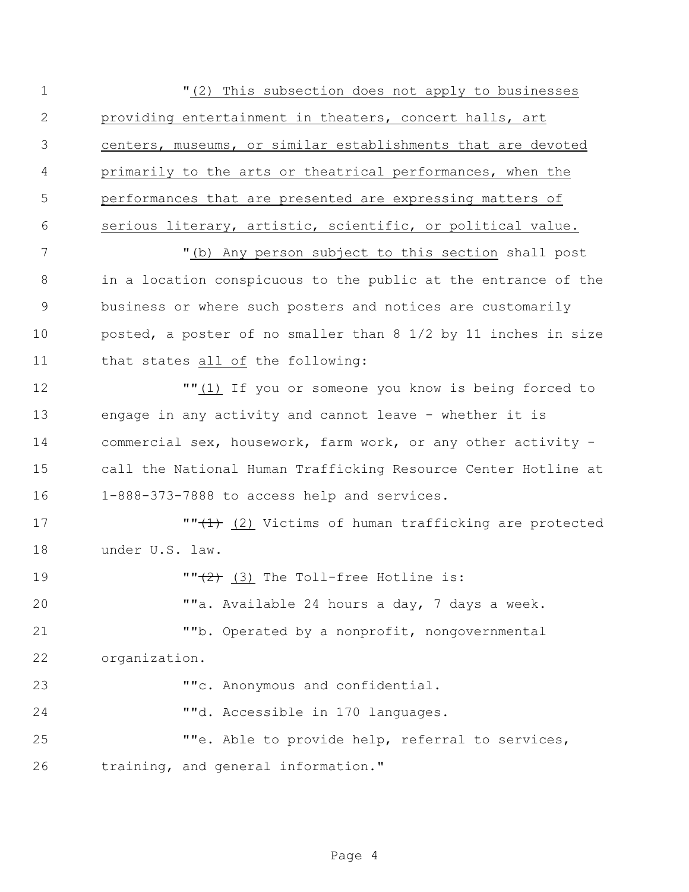"(2) This subsection does not apply to businesses providing entertainment in theaters, concert halls, art centers, museums, or similar establishments that are devoted primarily to the arts or theatrical performances, when the performances that are presented are expressing matters of serious literary, artistic, scientific, or political value.

"(b) Any person subject to this section shall post in a location conspicuous to the public at the entrance of the business or where such posters and notices are customarily posted, a poster of no smaller than 8 1/2 by 11 inches in size that states all of the following:

""(1) If you or someone you know is being forced to engage in any activity and cannot leave - whether it is commercial sex, housework, farm work, or any other activity - call the National Human Trafficking Resource Center Hotline at 1-888-373-7888 to access help and services.

""~~(1)~~ (2) Victims of human trafficking are protected under U.S. law.

""~~(2)~~ (3) The Toll-free Hotline is:

""a. Available 24 hours a day, 7 days a week.

""b. Operated by a nonprofit, nongovernmental organization.

""c. Anonymous and confidential.

""d. Accessible in 170 languages.

""e. Able to provide help, referral to services, training, and general information."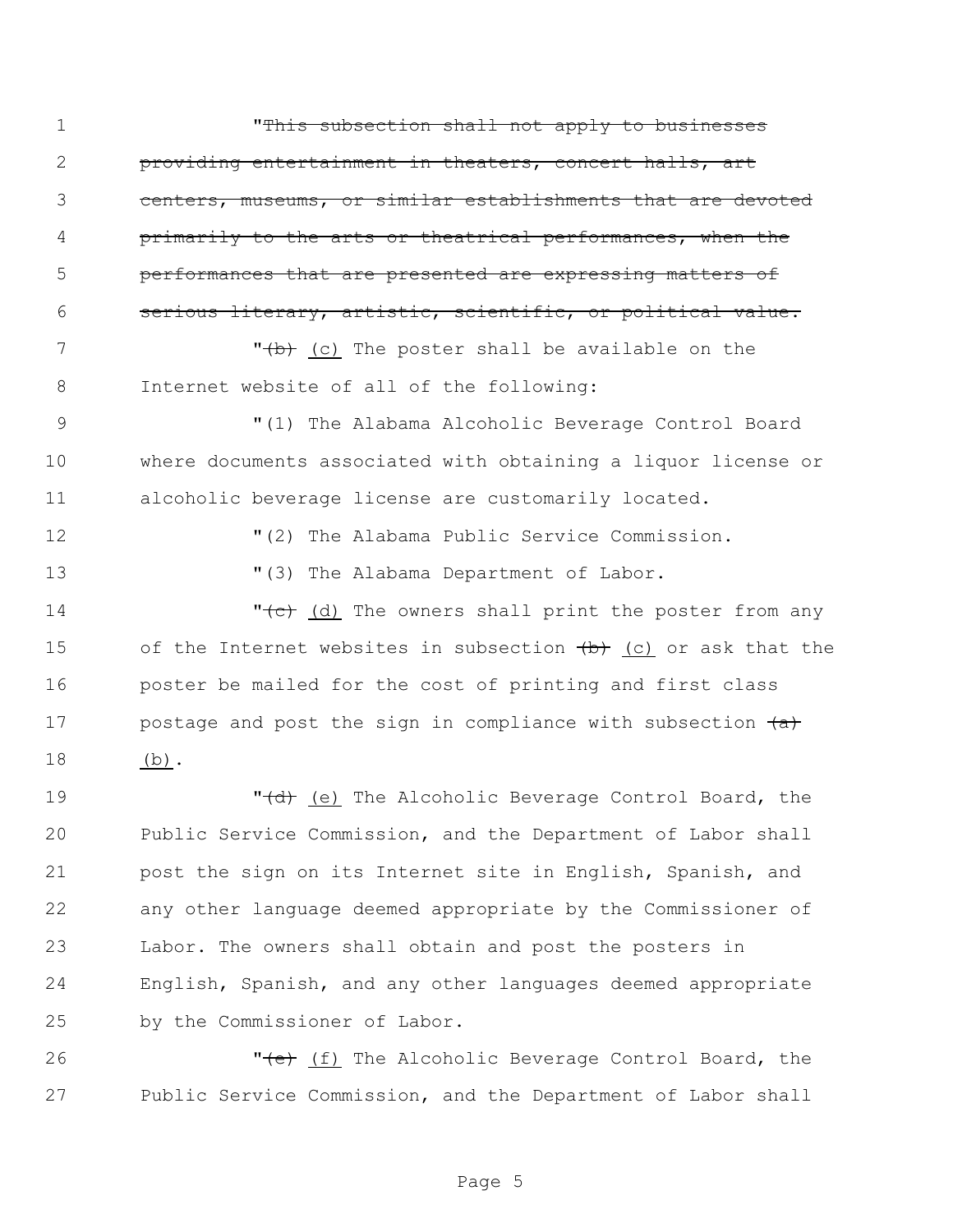"~~This subsection shall not apply to businesses providing entertainment in theaters, concert halls, art centers, museums, or similar establishments that are devoted primarily to the arts or theatrical performances, when the performances that are presented are expressing matters of serious literary, artistic, scientific, or political value.~~

"~~(b)~~ <u>(c)</u> The poster shall be available on the Internet website of all of the following:

"(1) The Alabama Alcoholic Beverage Control Board where documents associated with obtaining a liquor license or alcoholic beverage license are customarily located.

"(2) The Alabama Public Service Commission.

"(3) The Alabama Department of Labor.

"~~(c)~~ <u>(d)</u> The owners shall print the poster from any of the Internet websites in subsection ~~(b)~~ <u>(c)</u> or ask that the poster be mailed for the cost of printing and first class postage and post the sign in compliance with subsection ~~(a)~~ <u>(b)</u>.

"~~(d)~~ <u>(e)</u> The Alcoholic Beverage Control Board, the Public Service Commission, and the Department of Labor shall post the sign on its Internet site in English, Spanish, and any other language deemed appropriate by the Commissioner of Labor. The owners shall obtain and post the posters in English, Spanish, and any other languages deemed appropriate by the Commissioner of Labor.

"~~(e)~~ <u>(f)</u> The Alcoholic Beverage Control Board, the Public Service Commission, and the Department of Labor shall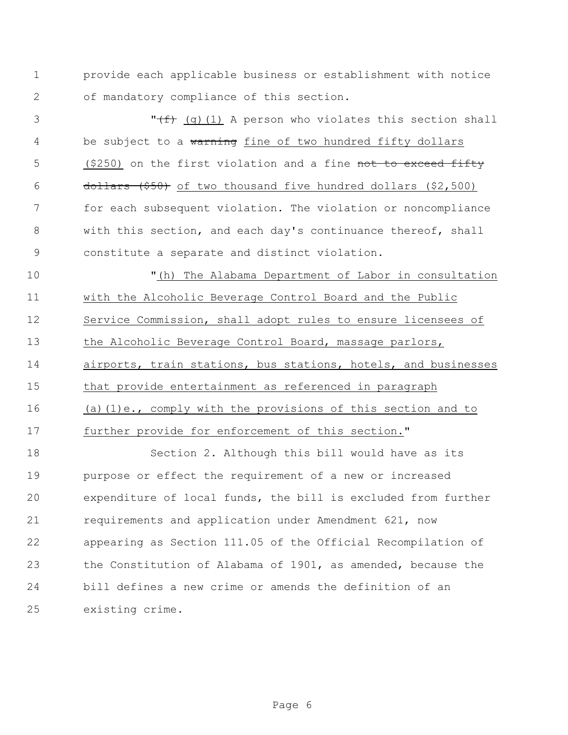provide each applicable business or establishment with notice of mandatory compliance of this section.

"~~(f)~~ <u>(g)(1)</u> A person who violates this section shall be subject to a ~~warning~~ <u>fine of two hundred fifty dollars ($250)</u> on the first violation and a fine ~~not to exceed fifty dollars ($50)~~ <u>of two thousand five hundred dollars ($2,500)</u> for each subsequent violation. The violation or noncompliance with this section, and each day's continuance thereof, shall constitute a separate and distinct violation.

"<u>(h) The Alabama Department of Labor in consultation with the Alcoholic Beverage Control Board and the Public Service Commission, shall adopt rules to ensure licensees of the Alcoholic Beverage Control Board, massage parlors, airports, train stations, bus stations, hotels, and businesses that provide entertainment as referenced in paragraph (a)(1)e., comply with the provisions of this section and to further provide for enforcement of this section.</u>"

Section 2. Although this bill would have as its purpose or effect the requirement of a new or increased expenditure of local funds, the bill is excluded from further requirements and application under Amendment 621, now appearing as Section 111.05 of the Official Recompilation of the Constitution of Alabama of 1901, as amended, because the bill defines a new crime or amends the definition of an existing crime.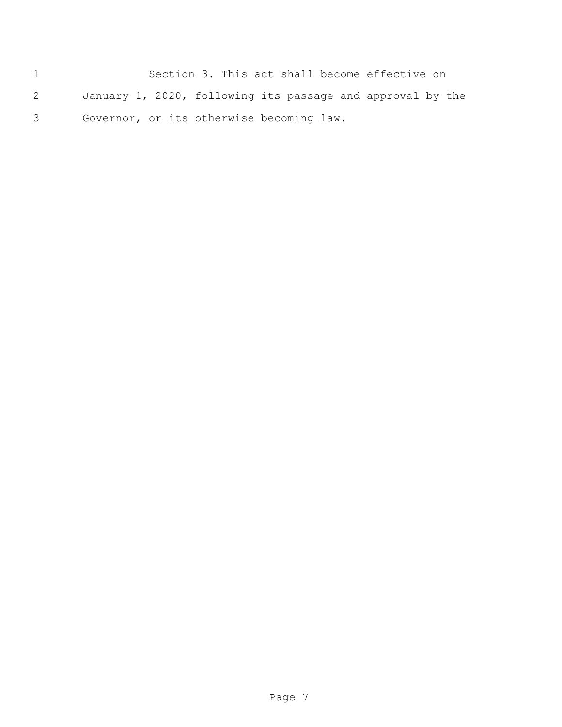Section 3. This act shall become effective on January 1, 2020, following its passage and approval by the Governor, or its otherwise becoming law.